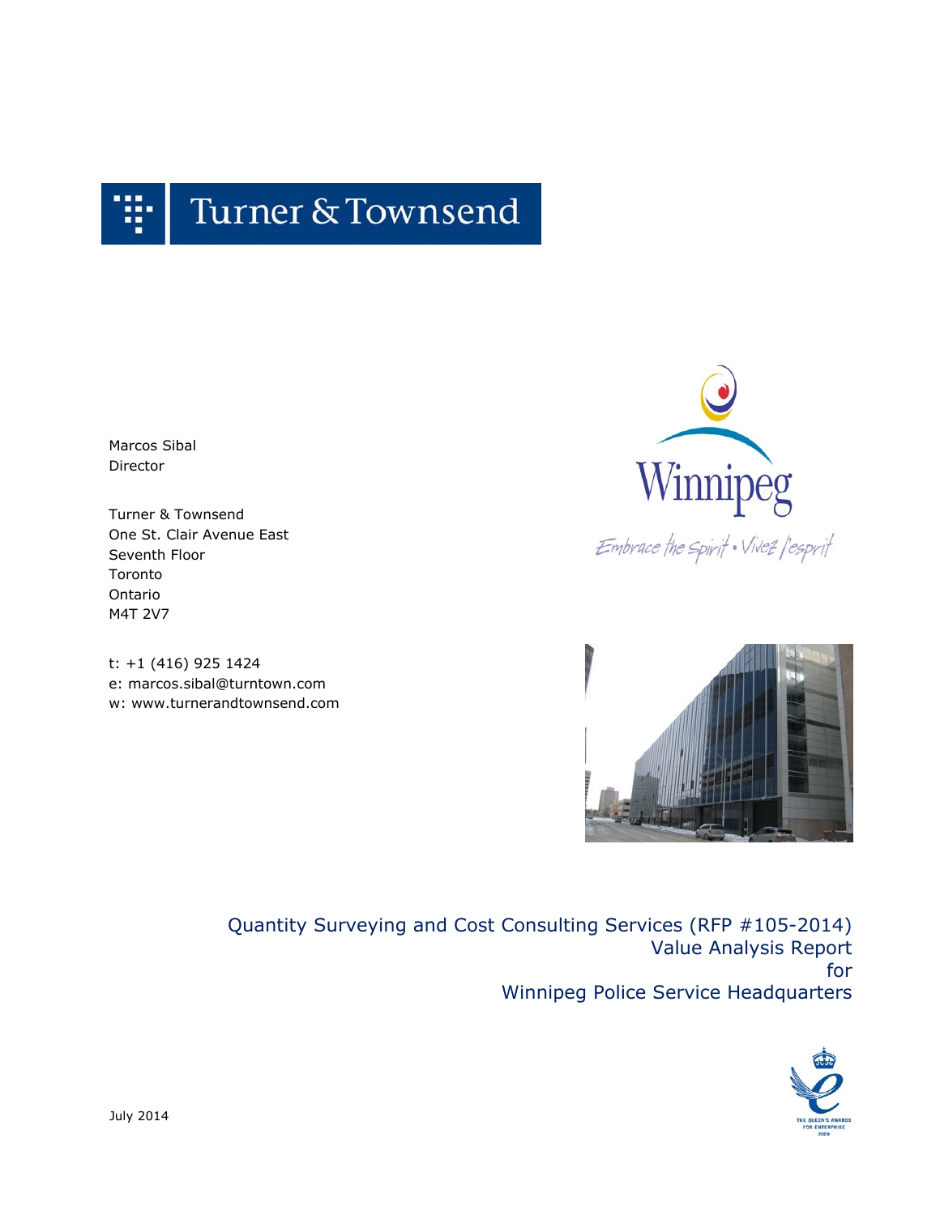Turner & Townsend

Marcos Sibal
Director

Turner & Townsend
One St. Clair Avenue East
Seventh Floor
Toronto
Ontario
M4T 2V7

t: +1 (416) 925 1424
e: marcos.sibal@turntown.com
w: www.turnerandtownsend.com

Winnipeg
Embrace the Spirit • Vivez l'esprit

# Quantity Surveying and Cost Consulting Services (RFP #105-2014) Value Analysis Report for Winnipeg Police Service Headquarters

THE QUEEN'S AWARDS FOR ENTERPRISE 2009

July 2014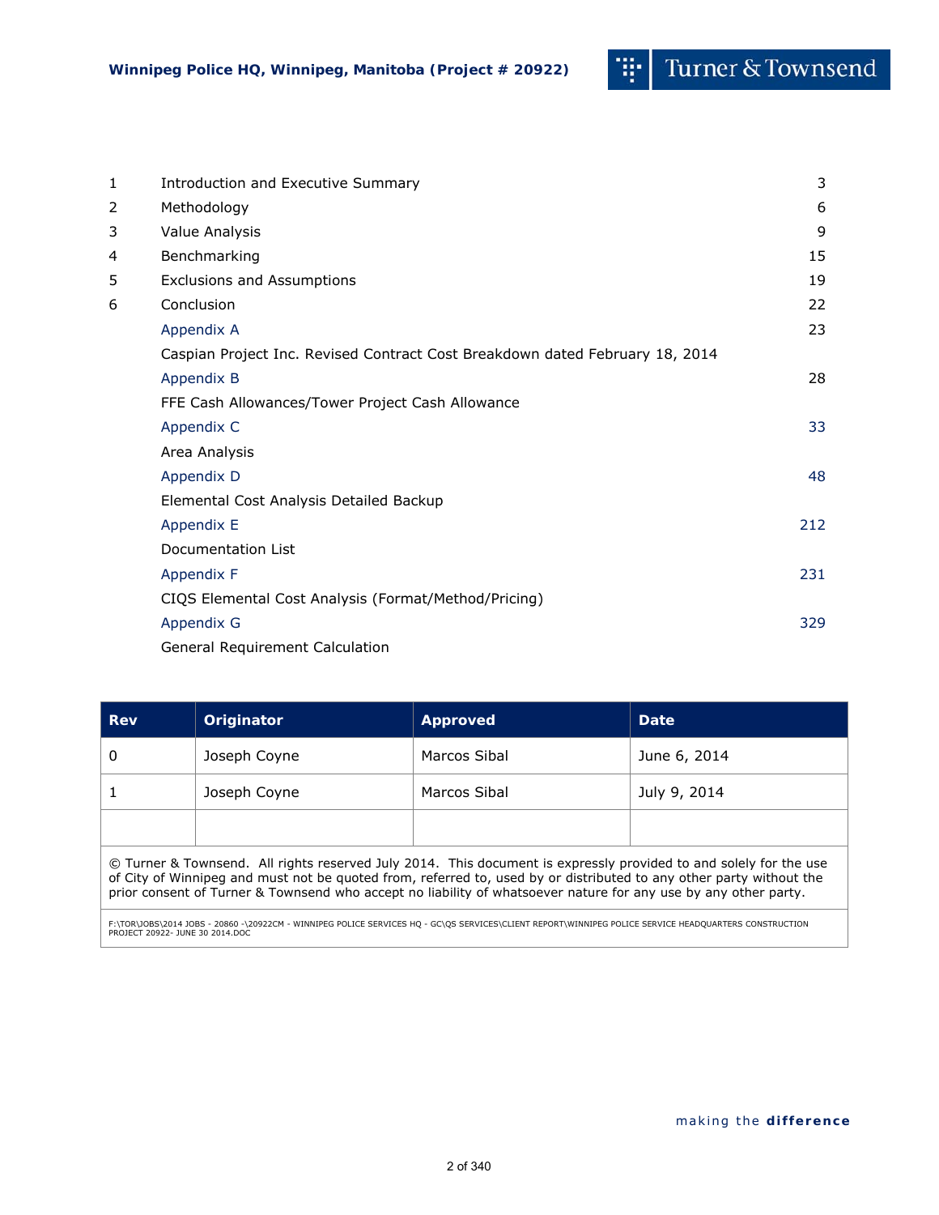| | | |
|---|---|---|
| 1 | Introduction and Executive Summary | 3 |
| 2 | Methodology | 6 |
| 3 | Value Analysis | 9 |
| 4 | Benchmarking | 15 |
| 5 | Exclusions and Assumptions | 19 |
| 6 | Conclusion | 22 |
| | Appendix A<br>Caspian Project Inc. Revised Contract Cost Breakdown dated February 18, 2014 | 23 |
| | Appendix B<br>FFE Cash Allowances/Tower Project Cash Allowance | 28 |
| | Appendix C<br>Area Analysis | 33 |
| | Appendix D<br>Elemental Cost Analysis Detailed Backup | 48 |
| | Appendix E<br>Documentation List | 212 |
| | Appendix F<br>CIQS Elemental Cost Analysis (Format/Method/Pricing) | 231 |
| | Appendix G<br>General Requirement Calculation | 329 |

| Rev | Originator | Approved | Date |
|---|---|---|---|
| 0 | Joseph Coyne | Marcos Sibal | June 6, 2014 |
| 1 | Joseph Coyne | Marcos Sibal | July 9, 2014 |
| | | | |

© Turner & Townsend. All rights reserved July 2014. This document is expressly provided to and solely for the use of City of Winnipeg and must not be quoted from, referred to, used by or distributed to any other party without the prior consent of Turner & Townsend who accept no liability of whatsoever nature for any use by any other party.

F:\TOR\JOBS\2014 JOBS - 20860 -\20922CM - WINNIPEG POLICE SERVICES HQ - GC\QS SERVICES\CLIENT REPORT\WINNIPEG POLICE SERVICE HEADQUARTERS CONSTRUCTION PROJECT 20922- JUNE 30 2014.DOC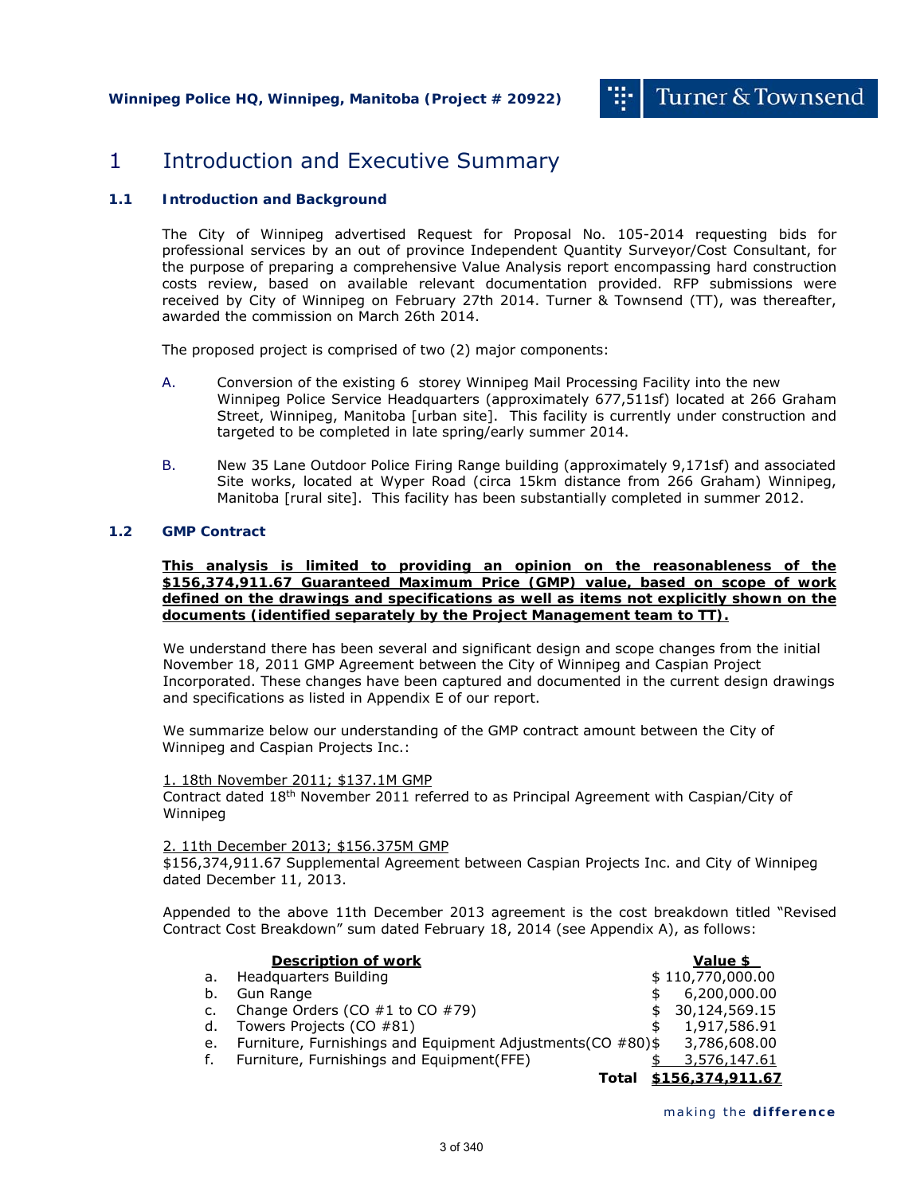# 1 Introduction and Executive Summary

## 1.1 Introduction and Background

The City of Winnipeg advertised Request for Proposal No. 105-2014 requesting bids for professional services by an out of province Independent Quantity Surveyor/Cost Consultant, for the purpose of preparing a comprehensive Value Analysis report encompassing hard construction costs review, based on available relevant documentation provided. RFP submissions were received by City of Winnipeg on February 27th 2014. Turner & Townsend (TT), was thereafter, awarded the commission on March 26th 2014.

The proposed project is comprised of two (2) major components:

A. Conversion of the existing 6 storey Winnipeg Mail Processing Facility into the new Winnipeg Police Service Headquarters (approximately 677,511sf) located at 266 Graham Street, Winnipeg, Manitoba [urban site]. This facility is currently under construction and targeted to be completed in late spring/early summer 2014.

B. New 35 Lane Outdoor Police Firing Range building (approximately 9,171sf) and associated Site works, located at Wyper Road (circa 15km distance from 266 Graham) Winnipeg, Manitoba [rural site]. This facility has been substantially completed in summer 2012.

## 1.2 GMP Contract

**This analysis is limited to providing an opinion on the reasonableness of the $156,374,911.67 Guaranteed Maximum Price (GMP) value, based on scope of work defined on the drawings and specifications as well as items not explicitly shown on the documents (identified separately by the Project Management team to TT).**

We understand there has been several and significant design and scope changes from the initial November 18, 2011 GMP Agreement between the City of Winnipeg and Caspian Project Incorporated. These changes have been captured and documented in the current design drawings and specifications as listed in Appendix E of our report.

We summarize below our understanding of the GMP contract amount between the City of Winnipeg and Caspian Projects Inc.:

1. 18th November 2011; $137.1M GMP
Contract dated 18th November 2011 referred to as Principal Agreement with Caspian/City of Winnipeg

2. 11th December 2013; $156.375M GMP
$156,374,911.67 Supplemental Agreement between Caspian Projects Inc. and City of Winnipeg dated December 11, 2013.

Appended to the above 11th December 2013 agreement is the cost breakdown titled "Revised Contract Cost Breakdown" sum dated February 18, 2014 (see Appendix A), as follows:

| | Description of work | Value $ |
|---|---|---|
| a. | Headquarters Building | $ 110,770,000.00 |
| b. | Gun Range | $ 6,200,000.00 |
| c. | Change Orders (CO #1 to CO #79) | $ 30,124,569.15 |
| d. | Towers Projects (CO #81) | $ 1,917,586.91 |
| e. | Furniture, Furnishings and Equipment Adjustments(CO #80) | $ 3,786,608.00 |
| f. | Furniture, Furnishings and Equipment(FFE) | $ 3,576,147.61 |
| | **Total** | **$156,374,911.67** |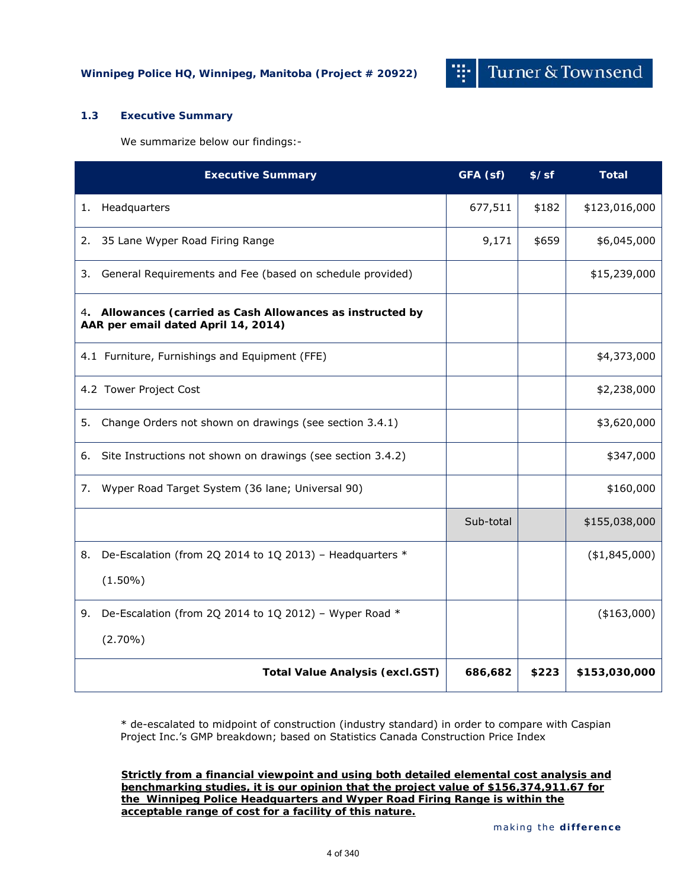### 1.3 Executive Summary

We summarize below our findings:-

| Executive Summary | GFA (sf) | $/sf | Total |
|---|---|---|---|
| 1. Headquarters | 677,511 | $182 | $123,016,000 |
| 2. 35 Lane Wyper Road Firing Range | 9,171 | $659 | $6,045,000 |
| 3. General Requirements and Fee (based on schedule provided) | | | $15,239,000 |
| **4. Allowances (carried as Cash Allowances as instructed by AAR per email dated April 14, 2014)** | | | |
| 4.1 Furniture, Furnishings and Equipment (FFE) | | | $4,373,000 |
| 4.2 Tower Project Cost | | | $2,238,000 |
| 5. Change Orders not shown on drawings (see section 3.4.1) | | | $3,620,000 |
| 6. Site Instructions not shown on drawings (see section 3.4.2) | | | $347,000 |
| 7. Wyper Road Target System (36 lane; Universal 90) | | | $160,000 |
| | Sub-total | | $155,038,000 |
| 8. De-Escalation (from 2Q 2014 to 1Q 2013) – Headquarters * (1.50%) | | | ($1,845,000) |
| 9. De-Escalation (from 2Q 2014 to 1Q 2012) – Wyper Road * (2.70%) | | | ($163,000) |
| **Total Value Analysis (excl.GST)** | **686,682** | **$223** | **$153,030,000** |

* de-escalated to midpoint of construction (industry standard) in order to compare with Caspian Project Inc.'s GMP breakdown; based on Statistics Canada Construction Price Index

**Strictly from a financial viewpoint and using both detailed elemental cost analysis and benchmarking studies, it is our opinion that the project value of $156,374,911.67 for the Winnipeg Police Headquarters and Wyper Road Firing Range is within the acceptable range of cost for a facility of this nature.**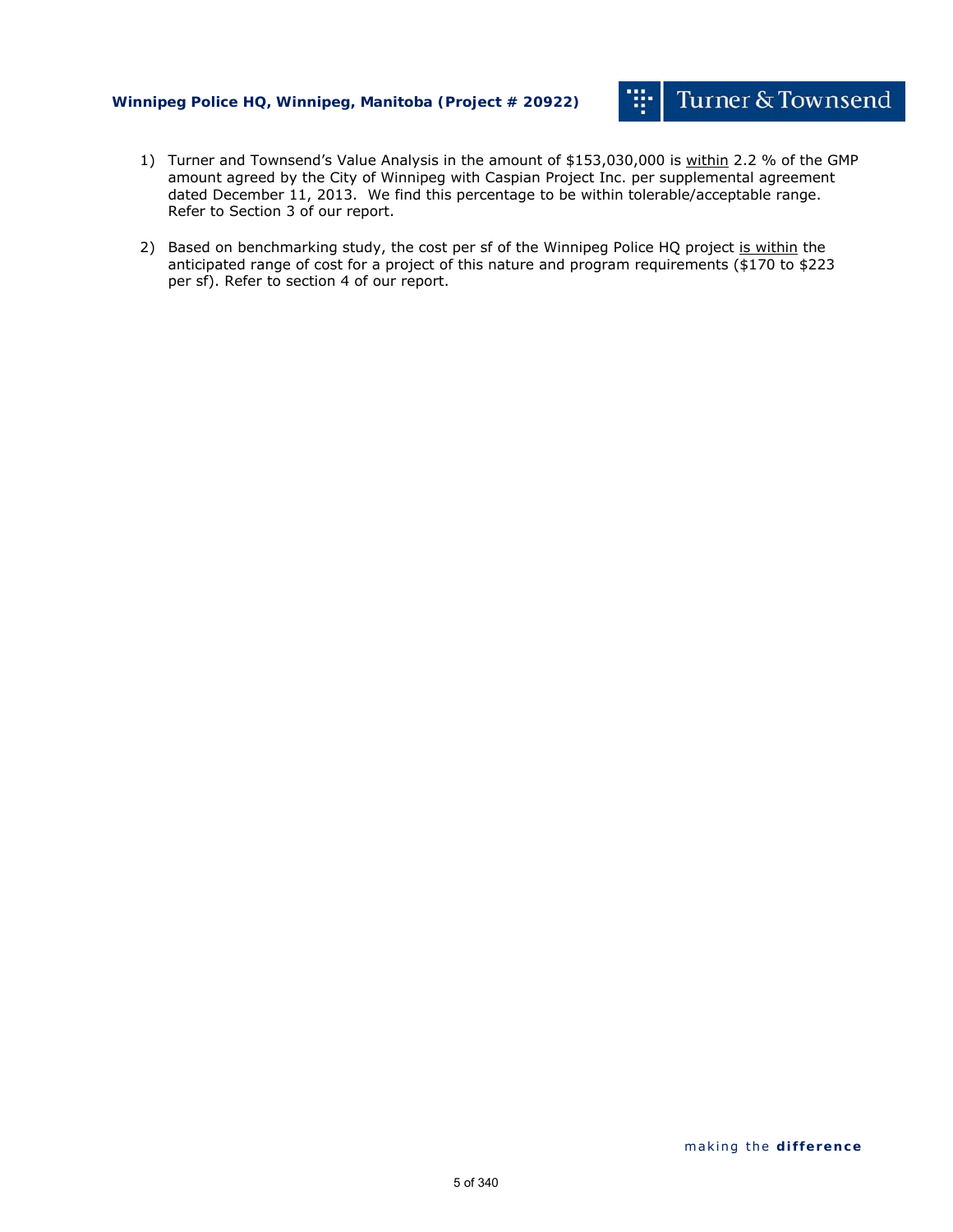1) Turner and Townsend's Value Analysis in the amount of $153,030,000 is <u>within</u> 2.2 % of the GMP amount agreed by the City of Winnipeg with Caspian Project Inc. per supplemental agreement dated December 11, 2013. We find this percentage to be within tolerable/acceptable range. Refer to Section 3 of our report.

2) Based on benchmarking study, the cost per sf of the Winnipeg Police HQ project <u>is within</u> the anticipated range of cost for a project of this nature and program requirements ($170 to $223 per sf). Refer to section 4 of our report.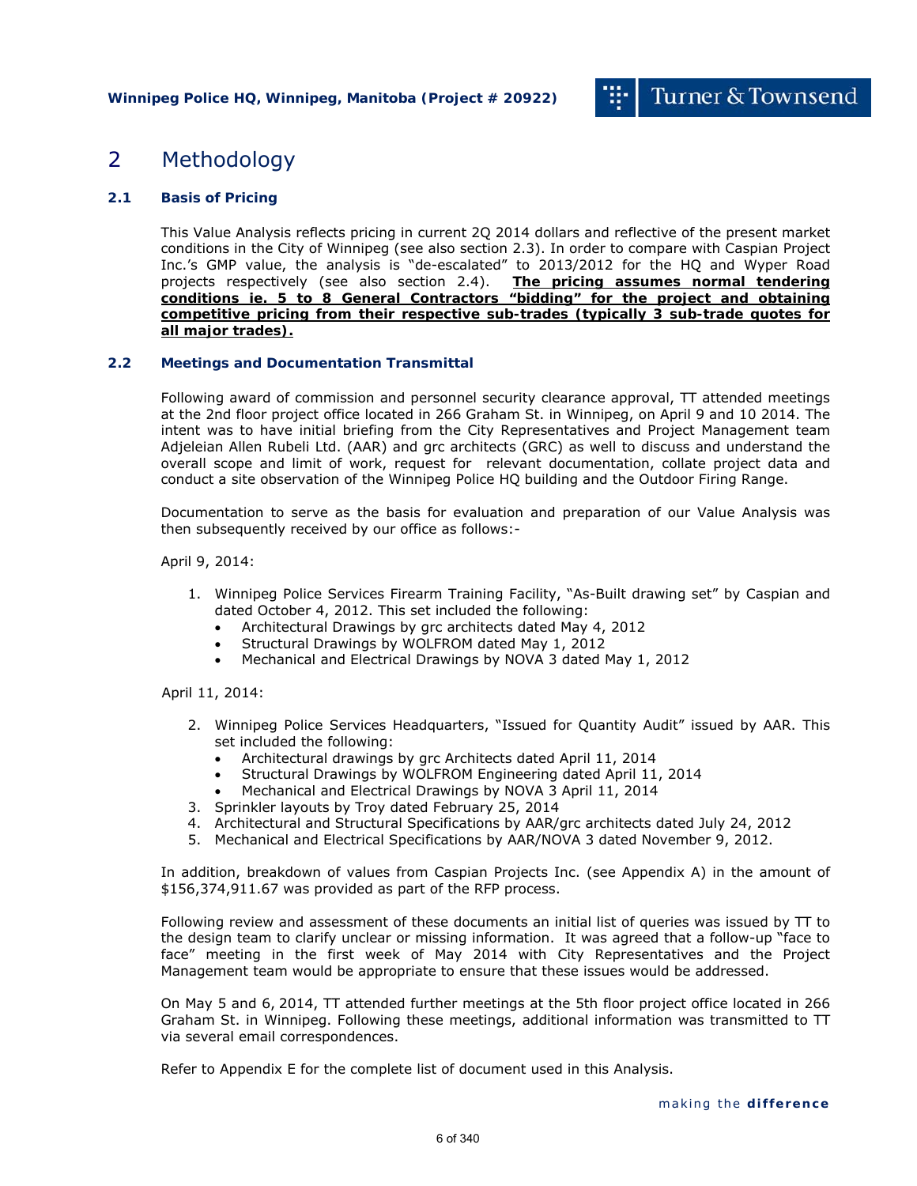# 2 Methodology

## 2.1 Basis of Pricing

This Value Analysis reflects pricing in current 2Q 2014 dollars and reflective of the present market conditions in the City of Winnipeg (see also section 2.3). In order to compare with Caspian Project Inc.'s GMP value, the analysis is "de-escalated" to 2013/2012 for the HQ and Wyper Road projects respectively (see also section 2.4). **The pricing assumes normal tendering conditions ie. 5 to 8 General Contractors "bidding" for the project and obtaining competitive pricing from their respective sub-trades (typically 3 sub-trade quotes for all major trades).**

## 2.2 Meetings and Documentation Transmittal

Following award of commission and personnel security clearance approval, TT attended meetings at the 2nd floor project office located in 266 Graham St. in Winnipeg, on April 9 and 10 2014. The intent was to have initial briefing from the City Representatives and Project Management team Adjeleian Allen Rubeli Ltd. (AAR) and grc architects (GRC) as well to discuss and understand the overall scope and limit of work, request for relevant documentation, collate project data and conduct a site observation of the Winnipeg Police HQ building and the Outdoor Firing Range.

Documentation to serve as the basis for evaluation and preparation of our Value Analysis was then subsequently received by our office as follows:-

April 9, 2014:

1. Winnipeg Police Services Firearm Training Facility, "As-Built drawing set" by Caspian and dated October 4, 2012. This set included the following:
   - Architectural Drawings by grc architects dated May 4, 2012
   - Structural Drawings by WOLFROM dated May 1, 2012
   - Mechanical and Electrical Drawings by NOVA 3 dated May 1, 2012

April 11, 2014:

2. Winnipeg Police Services Headquarters, "Issued for Quantity Audit" issued by AAR. This set included the following:
   - Architectural drawings by grc Architects dated April 11, 2014
   - Structural Drawings by WOLFROM Engineering dated April 11, 2014
   - Mechanical and Electrical Drawings by NOVA 3 April 11, 2014
3. Sprinkler layouts by Troy dated February 25, 2014
4. Architectural and Structural Specifications by AAR/grc architects dated July 24, 2012
5. Mechanical and Electrical Specifications by AAR/NOVA 3 dated November 9, 2012.

In addition, breakdown of values from Caspian Projects Inc. (see Appendix A) in the amount of $156,374,911.67 was provided as part of the RFP process.

Following review and assessment of these documents an initial list of queries was issued by TT to the design team to clarify unclear or missing information. It was agreed that a follow-up "face to face" meeting in the first week of May 2014 with City Representatives and the Project Management team would be appropriate to ensure that these issues would be addressed.

On May 5 and 6, 2014, TT attended further meetings at the 5th floor project office located in 266 Graham St. in Winnipeg. Following these meetings, additional information was transmitted to TT via several email correspondences.

Refer to Appendix E for the complete list of document used in this Analysis.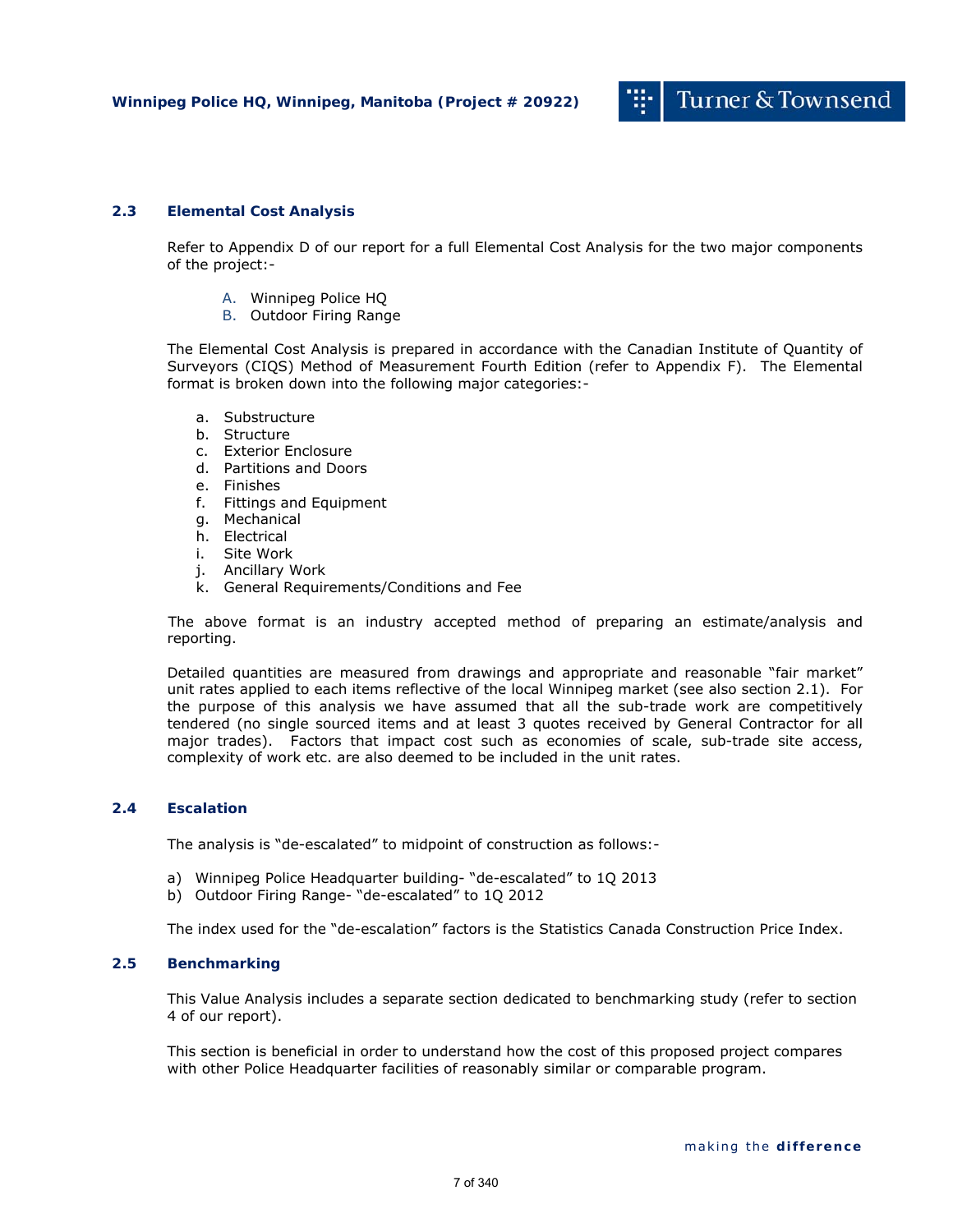### 2.3 Elemental Cost Analysis

Refer to Appendix D of our report for a full Elemental Cost Analysis for the two major components of the project:-

A. Winnipeg Police HQ
B. Outdoor Firing Range

The Elemental Cost Analysis is prepared in accordance with the Canadian Institute of Quantity of Surveyors (CIQS) Method of Measurement Fourth Edition (refer to Appendix F). The Elemental format is broken down into the following major categories:-

a. Substructure
b. Structure
c. Exterior Enclosure
d. Partitions and Doors
e. Finishes
f. Fittings and Equipment
g. Mechanical
h. Electrical
i. Site Work
j. Ancillary Work
k. General Requirements/Conditions and Fee

The above format is an industry accepted method of preparing an estimate/analysis and reporting.

Detailed quantities are measured from drawings and appropriate and reasonable "fair market" unit rates applied to each items reflective of the local Winnipeg market (see also section 2.1). For the purpose of this analysis we have assumed that all the sub-trade work are competitively tendered (no single sourced items and at least 3 quotes received by General Contractor for all major trades). Factors that impact cost such as economies of scale, sub-trade site access, complexity of work etc. are also deemed to be included in the unit rates.

### 2.4 Escalation

The analysis is "de-escalated" to midpoint of construction as follows:-

a) Winnipeg Police Headquarter building- "de-escalated" to 1Q 2013
b) Outdoor Firing Range- "de-escalated" to 1Q 2012

The index used for the "de-escalation" factors is the Statistics Canada Construction Price Index.

### 2.5 Benchmarking

This Value Analysis includes a separate section dedicated to benchmarking study (refer to section 4 of our report).

This section is beneficial in order to understand how the cost of this proposed project compares with other Police Headquarter facilities of reasonably similar or comparable program.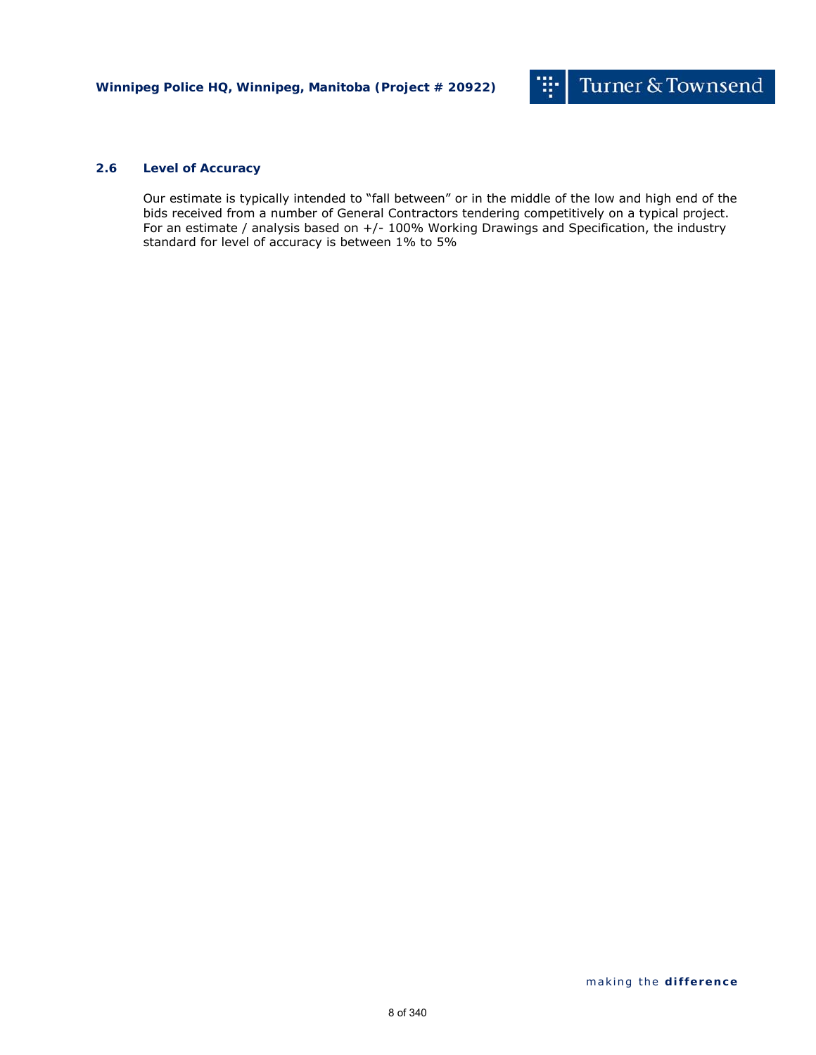### 2.6 Level of Accuracy

Our estimate is typically intended to “fall between” or in the middle of the low and high end of the bids received from a number of General Contractors tendering competitively on a typical project. For an estimate / analysis based on +/- 100% Working Drawings and Specification, the industry standard for level of accuracy is between 1% to 5%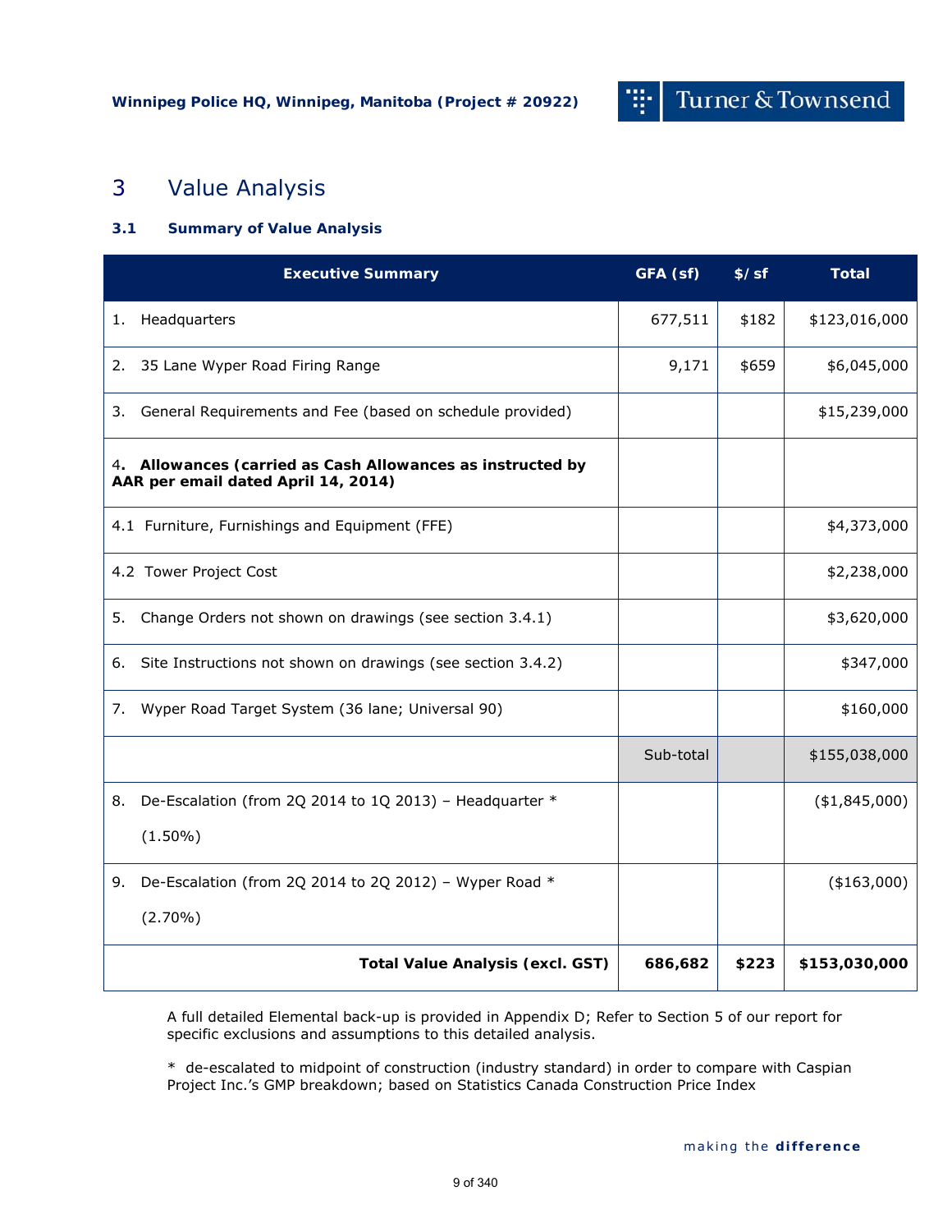# 3 Value Analysis

### 3.1 Summary of Value Analysis

| Executive Summary | GFA (sf) | $/sf | Total |
|---|---|---|---|
| 1. Headquarters | 677,511 | $182 | $123,016,000 |
| 2. 35 Lane Wyper Road Firing Range | 9,171 | $659 | $6,045,000 |
| 3. General Requirements and Fee (based on schedule provided) | | | $15,239,000 |
| 4. **Allowances (carried as Cash Allowances as instructed by AAR per email dated April 14, 2014)** | | | |
| 4.1 Furniture, Furnishings and Equipment (FFE) | | | $4,373,000 |
| 4.2 Tower Project Cost | | | $2,238,000 |
| 5. Change Orders not shown on drawings (see section 3.4.1) | | | $3,620,000 |
| 6. Site Instructions not shown on drawings (see section 3.4.2) | | | $347,000 |
| 7. Wyper Road Target System (36 lane; Universal 90) | | | $160,000 |
| | Sub-total | | $155,038,000 |
| 8. De-Escalation (from 2Q 2014 to 1Q 2013) – Headquarter * (1.50%) | | | ($1,845,000) |
| 9. De-Escalation (from 2Q 2014 to 2Q 2012) – Wyper Road * (2.70%) | | | ($163,000) |
| **Total Value Analysis (excl. GST)** | **686,682** | **$223** | **$153,030,000** |

A full detailed Elemental back-up is provided in Appendix D; Refer to Section 5 of our report for specific exclusions and assumptions to this detailed analysis.

* de-escalated to midpoint of construction (industry standard) in order to compare with Caspian Project Inc.'s GMP breakdown; based on Statistics Canada Construction Price Index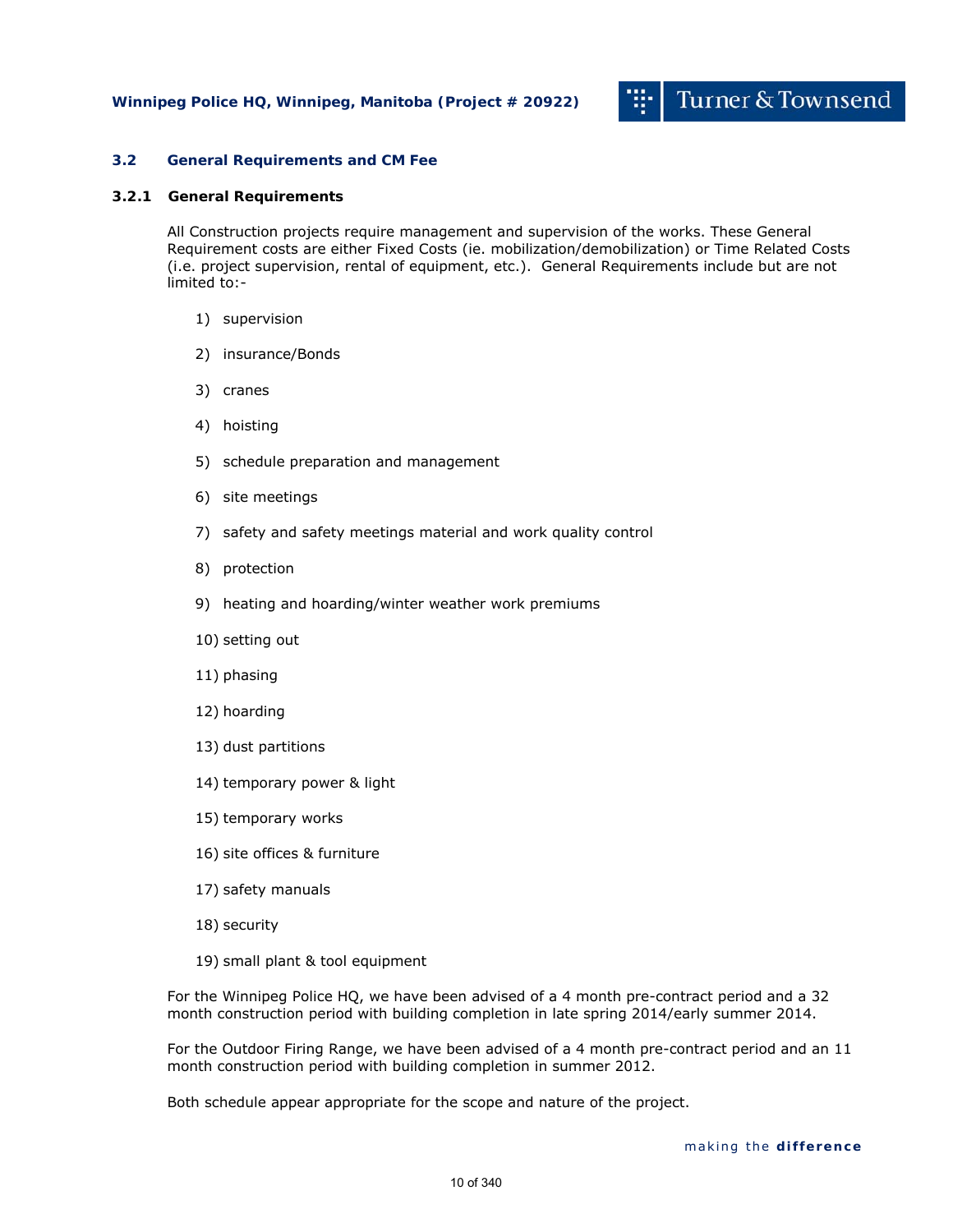## 3.2 General Requirements and CM Fee

### 3.2.1 General Requirements

All Construction projects require management and supervision of the works. These General Requirement costs are either Fixed Costs (ie. mobilization/demobilization) or Time Related Costs (i.e. project supervision, rental of equipment, etc.). General Requirements include but are not limited to:-

1) supervision
2) insurance/Bonds
3) cranes
4) hoisting
5) schedule preparation and management
6) site meetings
7) safety and safety meetings material and work quality control
8) protection
9) heating and hoarding/winter weather work premiums
10) setting out
11) phasing
12) hoarding
13) dust partitions
14) temporary power & light
15) temporary works
16) site offices & furniture
17) safety manuals
18) security
19) small plant & tool equipment

For the Winnipeg Police HQ, we have been advised of a 4 month pre-contract period and a 32 month construction period with building completion in late spring 2014/early summer 2014.

For the Outdoor Firing Range, we have been advised of a 4 month pre-contract period and an 11 month construction period with building completion in summer 2012.

Both schedule appear appropriate for the scope and nature of the project.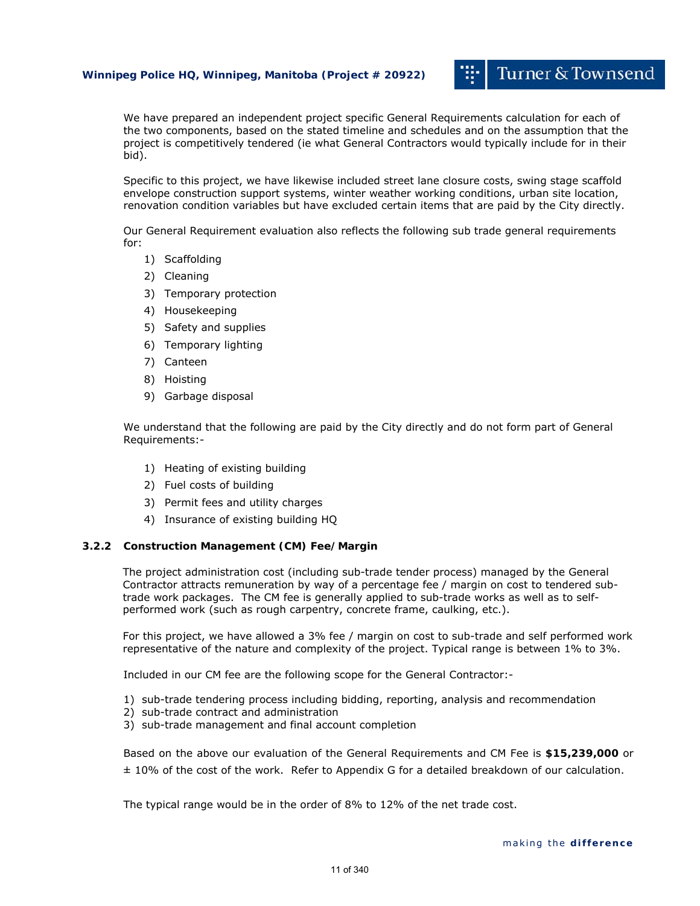We have prepared an independent project specific General Requirements calculation for each of the two components, based on the stated timeline and schedules and on the assumption that the project is competitively tendered (ie what General Contractors would typically include for in their bid).

Specific to this project, we have likewise included street lane closure costs, swing stage scaffold envelope construction support systems, winter weather working conditions, urban site location, renovation condition variables but have excluded certain items that are paid by the City directly.

Our General Requirement evaluation also reflects the following sub trade general requirements for:

1) Scaffolding
2) Cleaning
3) Temporary protection
4) Housekeeping
5) Safety and supplies
6) Temporary lighting
7) Canteen
8) Hoisting
9) Garbage disposal

We understand that the following are paid by the City directly and do not form part of General Requirements:-

1) Heating of existing building
2) Fuel costs of building
3) Permit fees and utility charges
4) Insurance of existing building HQ

### 3.2.2 Construction Management (CM) Fee/Margin

The project administration cost (including sub-trade tender process) managed by the General Contractor attracts remuneration by way of a percentage fee / margin on cost to tendered sub-trade work packages. The CM fee is generally applied to sub-trade works as well as to self-performed work (such as rough carpentry, concrete frame, caulking, etc.).

For this project, we have allowed a 3% fee / margin on cost to sub-trade and self performed work representative of the nature and complexity of the project. Typical range is between 1% to 3%.

Included in our CM fee are the following scope for the General Contractor:-

1) sub-trade tendering process including bidding, reporting, analysis and recommendation
2) sub-trade contract and administration
3) sub-trade management and final account completion

Based on the above our evaluation of the General Requirements and CM Fee is **$15,239,000** or ± 10% of the cost of the work. Refer to Appendix G for a detailed breakdown of our calculation.

The typical range would be in the order of 8% to 12% of the net trade cost.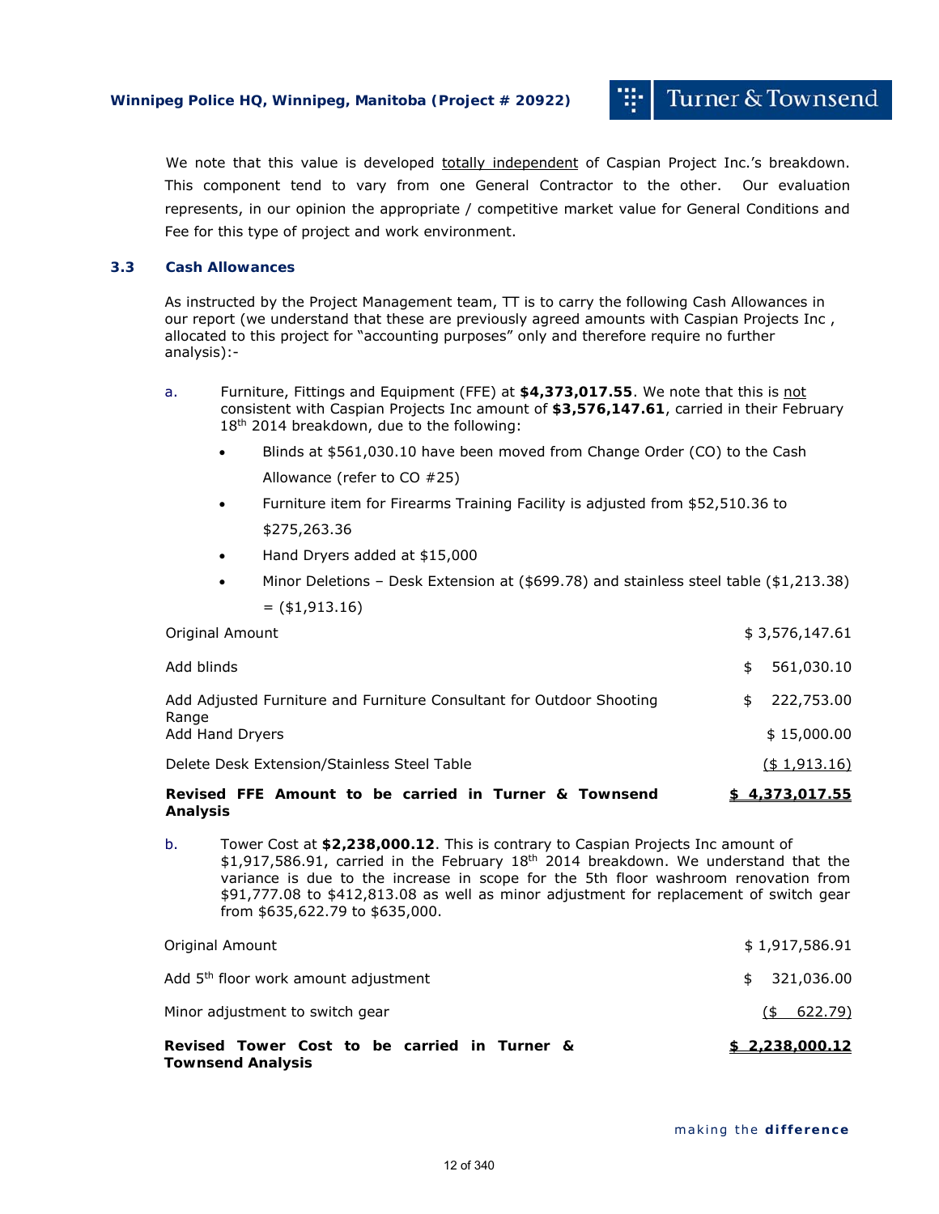We note that this value is developed totally independent of Caspian Project Inc.'s breakdown. This component tend to vary from one General Contractor to the other. Our evaluation represents, in our opinion the appropriate / competitive market value for General Conditions and Fee for this type of project and work environment.

### 3.3 Cash Allowances

As instructed by the Project Management team, TT is to carry the following Cash Allowances in our report (we understand that these are previously agreed amounts with Caspian Projects Inc , allocated to this project for "accounting purposes" only and therefore require no further analysis):-

a. Furniture, Fittings and Equipment (FFE) at **$4,373,017.55**. We note that this is not consistent with Caspian Projects Inc amount of **$3,576,147.61**, carried in their February 18th 2014 breakdown, due to the following:

- Blinds at $561,030.10 have been moved from Change Order (CO) to the Cash Allowance (refer to CO #25)
- Furniture item for Firearms Training Facility is adjusted from $52,510.36 to $275,263.36
- Hand Dryers added at $15,000
- Minor Deletions – Desk Extension at ($699.78) and stainless steel table ($1,213.38) = ($1,913.16)

| | |
|---|---|
| Original Amount | $ 3,576,147.61 |
| Add blinds | $ 561,030.10 |
| Add Adjusted Furniture and Furniture Consultant for Outdoor Shooting Range | $ 222,753.00 |
| Add Hand Dryers | $ 15,000.00 |
| Delete Desk Extension/Stainless Steel Table | ($ 1,913.16) |
| **Revised FFE Amount to be carried in Turner & Townsend Analysis** | **$ 4,373,017.55** |

b. Tower Cost at **$2,238,000.12**. This is contrary to Caspian Projects Inc amount of $1,917,586.91, carried in the February 18th 2014 breakdown. We understand that the variance is due to the increase in scope for the 5th floor washroom renovation from $91,777.08 to $412,813.08 as well as minor adjustment for replacement of switch gear from $635,622.79 to $635,000.

| | |
|---|---|
| Original Amount | $ 1,917,586.91 |
| Add 5th floor work amount adjustment | $ 321,036.00 |
| Minor adjustment to switch gear | ($ 622.79) |
| **Revised Tower Cost to be carried in Turner & Townsend Analysis** | **$ 2,238,000.12** |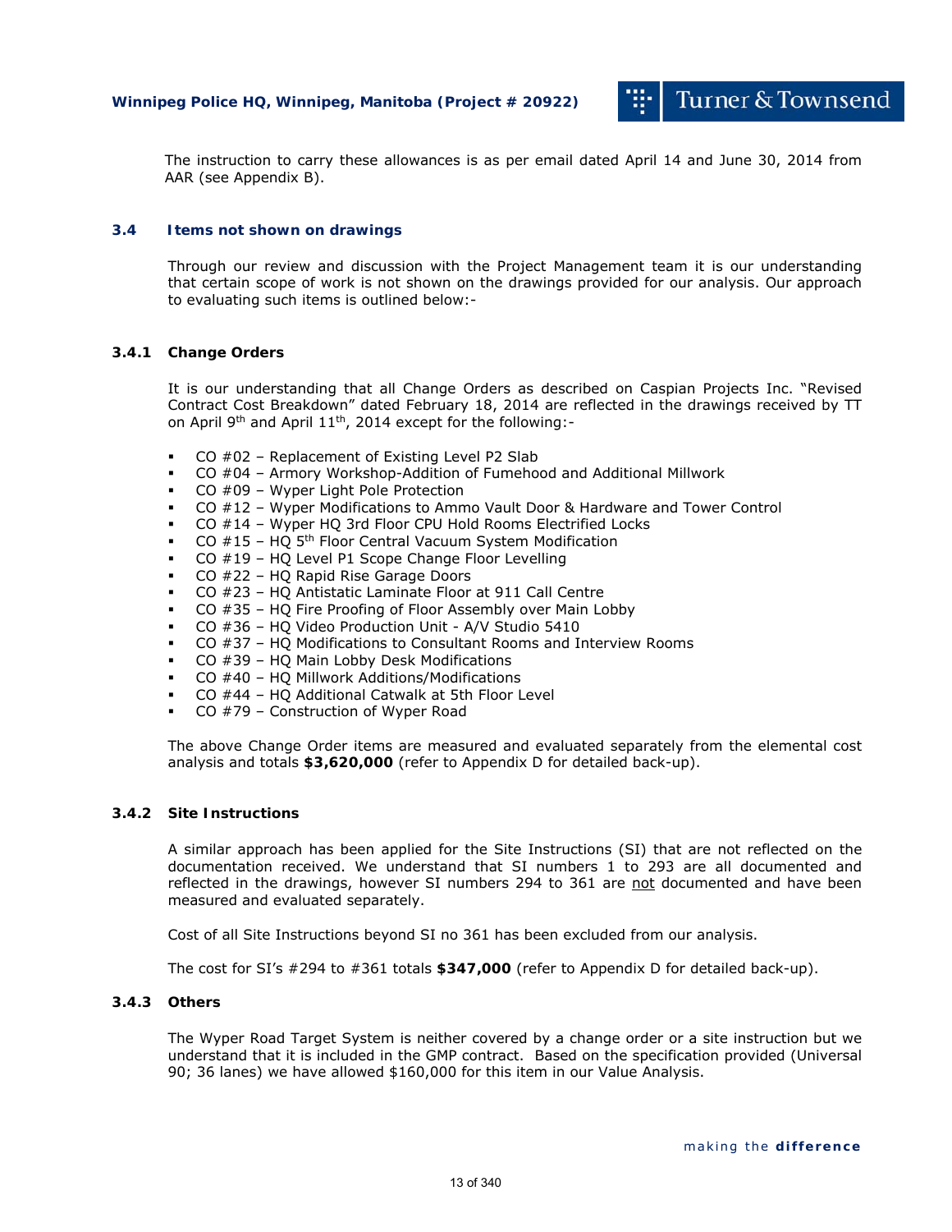The instruction to carry these allowances is as per email dated April 14 and June 30, 2014 from AAR (see Appendix B).

### 3.4 Items not shown on drawings

Through our review and discussion with the Project Management team it is our understanding that certain scope of work is not shown on the drawings provided for our analysis. Our approach to evaluating such items is outlined below:-

#### 3.4.1 Change Orders

It is our understanding that all Change Orders as described on Caspian Projects Inc. "Revised Contract Cost Breakdown" dated February 18, 2014 are reflected in the drawings received by TT on April 9th and April 11th, 2014 except for the following:-

- CO #02 – Replacement of Existing Level P2 Slab
- CO #04 – Armory Workshop-Addition of Fumehood and Additional Millwork
- CO #09 – Wyper Light Pole Protection
- CO #12 – Wyper Modifications to Ammo Vault Door & Hardware and Tower Control
- CO #14 – Wyper HQ 3rd Floor CPU Hold Rooms Electrified Locks
- CO #15 – HQ 5th Floor Central Vacuum System Modification
- CO #19 – HQ Level P1 Scope Change Floor Levelling
- CO #22 – HQ Rapid Rise Garage Doors
- CO #23 – HQ Antistatic Laminate Floor at 911 Call Centre
- CO #35 – HQ Fire Proofing of Floor Assembly over Main Lobby
- CO #36 – HQ Video Production Unit - A/V Studio 5410
- CO #37 – HQ Modifications to Consultant Rooms and Interview Rooms
- CO #39 – HQ Main Lobby Desk Modifications
- CO #40 – HQ Millwork Additions/Modifications
- CO #44 – HQ Additional Catwalk at 5th Floor Level
- CO #79 – Construction of Wyper Road

The above Change Order items are measured and evaluated separately from the elemental cost analysis and totals **$3,620,000** (refer to Appendix D for detailed back-up).

#### 3.4.2 Site Instructions

A similar approach has been applied for the Site Instructions (SI) that are not reflected on the documentation received. We understand that SI numbers 1 to 293 are all documented and reflected in the drawings, however SI numbers 294 to 361 are not documented and have been measured and evaluated separately.

Cost of all Site Instructions beyond SI no 361 has been excluded from our analysis.

The cost for SI's #294 to #361 totals **$347,000** (refer to Appendix D for detailed back-up).

#### 3.4.3 Others

The Wyper Road Target System is neither covered by a change order or a site instruction but we understand that it is included in the GMP contract. Based on the specification provided (Universal 90; 36 lanes) we have allowed $160,000 for this item in our Value Analysis.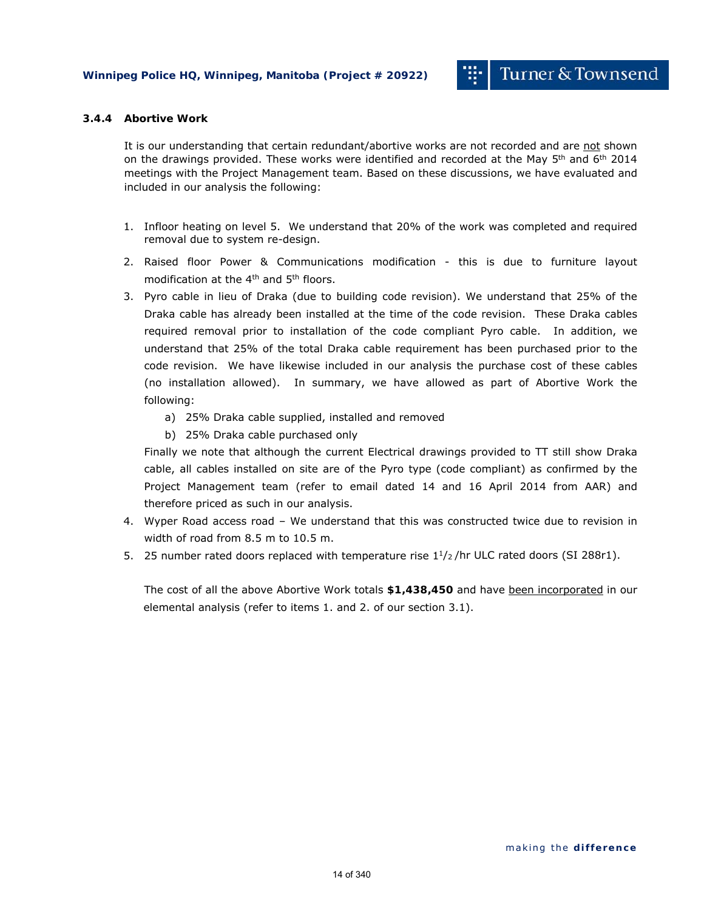### 3.4.4 Abortive Work

It is our understanding that certain redundant/abortive works are not recorded and are not shown on the drawings provided. These works were identified and recorded at the May 5th and 6th 2014 meetings with the Project Management team. Based on these discussions, we have evaluated and included in our analysis the following:

1. Infloor heating on level 5. We understand that 20% of the work was completed and required removal due to system re-design.
2. Raised floor Power & Communications modification - this is due to furniture layout modification at the 4th and 5th floors.
3. Pyro cable in lieu of Draka (due to building code revision). We understand that 25% of the Draka cable has already been installed at the time of the code revision. These Draka cables required removal prior to installation of the code compliant Pyro cable. In addition, we understand that 25% of the total Draka cable requirement has been purchased prior to the code revision. We have likewise included in our analysis the purchase cost of these cables (no installation allowed). In summary, we have allowed as part of Abortive Work the following:
   a) 25% Draka cable supplied, installed and removed
   b) 25% Draka cable purchased only

   Finally we note that although the current Electrical drawings provided to TT still show Draka cable, all cables installed on site are of the Pyro type (code compliant) as confirmed by the Project Management team (refer to email dated 14 and 16 April 2014 from AAR) and therefore priced as such in our analysis.
4. Wyper Road access road – We understand that this was constructed twice due to revision in width of road from 8.5 m to 10.5 m.
5. 25 number rated doors replaced with temperature rise $1^1/_2$ /hr ULC rated doors (SI 288r1).

The cost of all the above Abortive Work totals **$1,438,450** and have been incorporated in our elemental analysis (refer to items 1. and 2. of our section 3.1).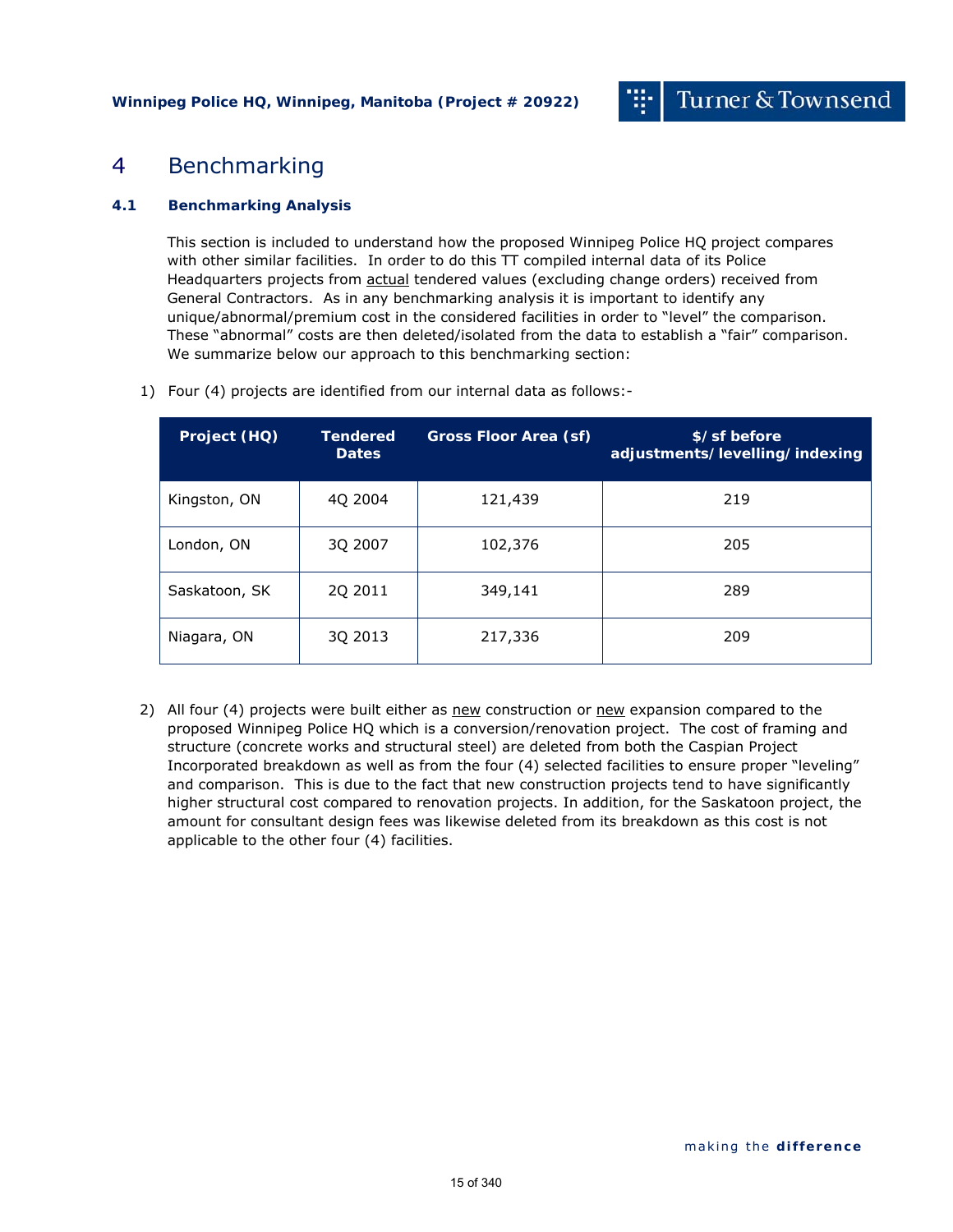# 4 Benchmarking

### 4.1 Benchmarking Analysis

This section is included to understand how the proposed Winnipeg Police HQ project compares with other similar facilities. In order to do this TT compiled internal data of its Police Headquarters projects from actual tendered values (excluding change orders) received from General Contractors. As in any benchmarking analysis it is important to identify any unique/abnormal/premium cost in the considered facilities in order to "level" the comparison. These "abnormal" costs are then deleted/isolated from the data to establish a "fair" comparison. We summarize below our approach to this benchmarking section:

1) Four (4) projects are identified from our internal data as follows:-

| Project (HQ) | Tendered Dates | Gross Floor Area (sf) | $/sf before adjustments/levelling/indexing |
|---|---|---|---|
| Kingston, ON | 4Q 2004 | 121,439 | 219 |
| London, ON | 3Q 2007 | 102,376 | 205 |
| Saskatoon, SK | 2Q 2011 | 349,141 | 289 |
| Niagara, ON | 3Q 2013 | 217,336 | 209 |

2) All four (4) projects were built either as new construction or new expansion compared to the proposed Winnipeg Police HQ which is a conversion/renovation project. The cost of framing and structure (concrete works and structural steel) are deleted from both the Caspian Project Incorporated breakdown as well as from the four (4) selected facilities to ensure proper "leveling" and comparison. This is due to the fact that new construction projects tend to have significantly higher structural cost compared to renovation projects. In addition, for the Saskatoon project, the amount for consultant design fees was likewise deleted from its breakdown as this cost is not applicable to the other four (4) facilities.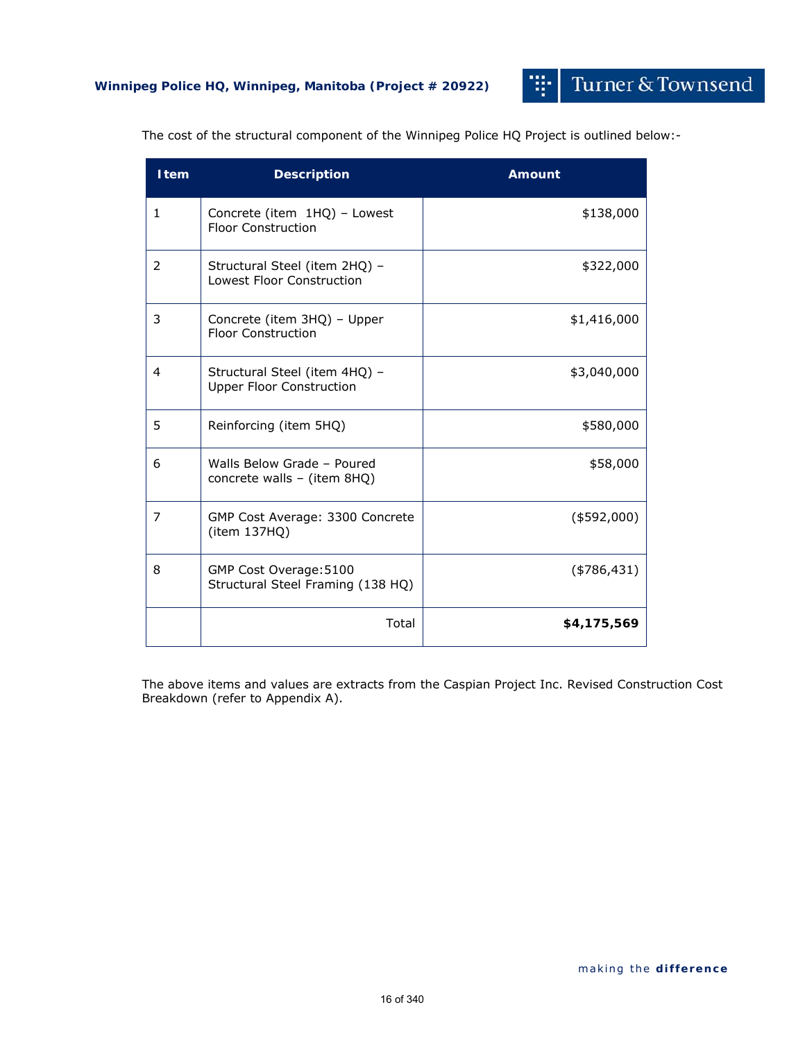The cost of the structural component of the Winnipeg Police HQ Project is outlined below:-

| Item | Description | Amount |
|---|---|---|
| 1 | Concrete (item 1HQ) – Lowest Floor Construction | $138,000 |
| 2 | Structural Steel (item 2HQ) – Lowest Floor Construction | $322,000 |
| 3 | Concrete (item 3HQ) – Upper Floor Construction | $1,416,000 |
| 4 | Structural Steel (item 4HQ) – Upper Floor Construction | $3,040,000 |
| 5 | Reinforcing (item 5HQ) | $580,000 |
| 6 | Walls Below Grade – Poured concrete walls – (item 8HQ) | $58,000 |
| 7 | GMP Cost Average: 3300 Concrete (item 137HQ) | ($592,000) |
| 8 | GMP Cost Overage:5100 Structural Steel Framing (138 HQ) | ($786,431) |
| | Total | **$4,175,569** |

The above items and values are extracts from the Caspian Project Inc. Revised Construction Cost Breakdown (refer to Appendix A).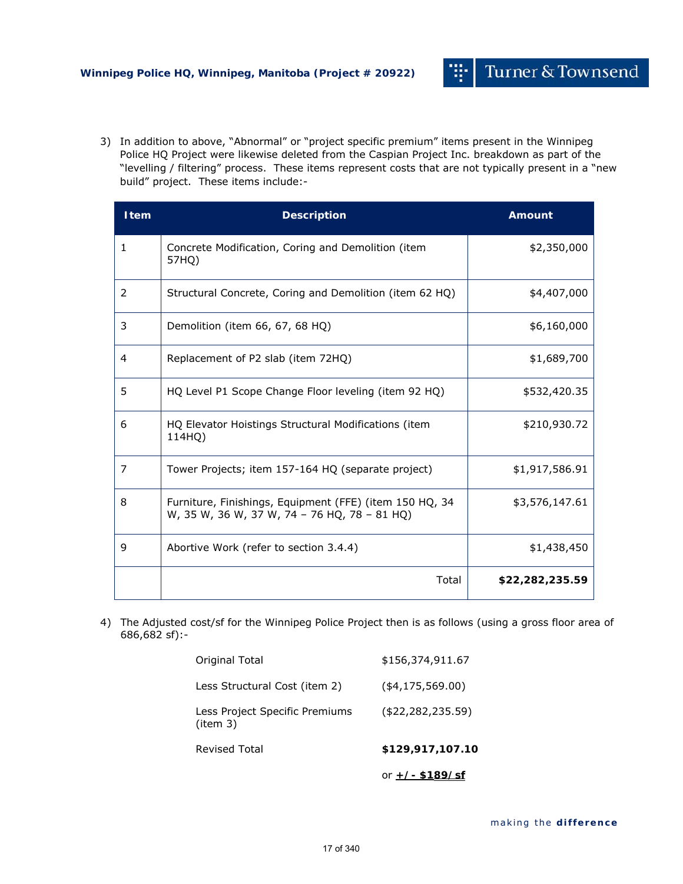3) In addition to above, "Abnormal" or "project specific premium" items present in the Winnipeg Police HQ Project were likewise deleted from the Caspian Project Inc. breakdown as part of the "levelling / filtering" process. These items represent costs that are not typically present in a "new build" project. These items include:-

| Item | Description | Amount |
|---|---|---|
| 1 | Concrete Modification, Coring and Demolition (item 57HQ) | $2,350,000 |
| 2 | Structural Concrete, Coring and Demolition (item 62 HQ) | $4,407,000 |
| 3 | Demolition (item 66, 67, 68 HQ) | $6,160,000 |
| 4 | Replacement of P2 slab (item 72HQ) | $1,689,700 |
| 5 | HQ Level P1 Scope Change Floor leveling (item 92 HQ) | $532,420.35 |
| 6 | HQ Elevator Hoistings Structural Modifications (item 114HQ) | $210,930.72 |
| 7 | Tower Projects; item 157-164 HQ (separate project) | $1,917,586.91 |
| 8 | Furniture, Finishings, Equipment (FFE) (item 150 HQ, 34 W, 35 W, 36 W, 37 W, 74 – 76 HQ, 78 – 81 HQ) | $3,576,147.61 |
| 9 | Abortive Work (refer to section 3.4.4) | $1,438,450 |
| | Total | **$22,282,235.59** |

4) The Adjusted cost/sf for the Winnipeg Police Project then is as follows (using a gross floor area of 686,682 sf):-

| | |
|---|---|
| Original Total | $156,374,911.67 |
| Less Structural Cost (item 2) | ($4,175,569.00) |
| Less Project Specific Premiums (item 3) | ($22,282,235.59) |
| Revised Total | **$129,917,107.10** |
| | or **+/- $189/sf** |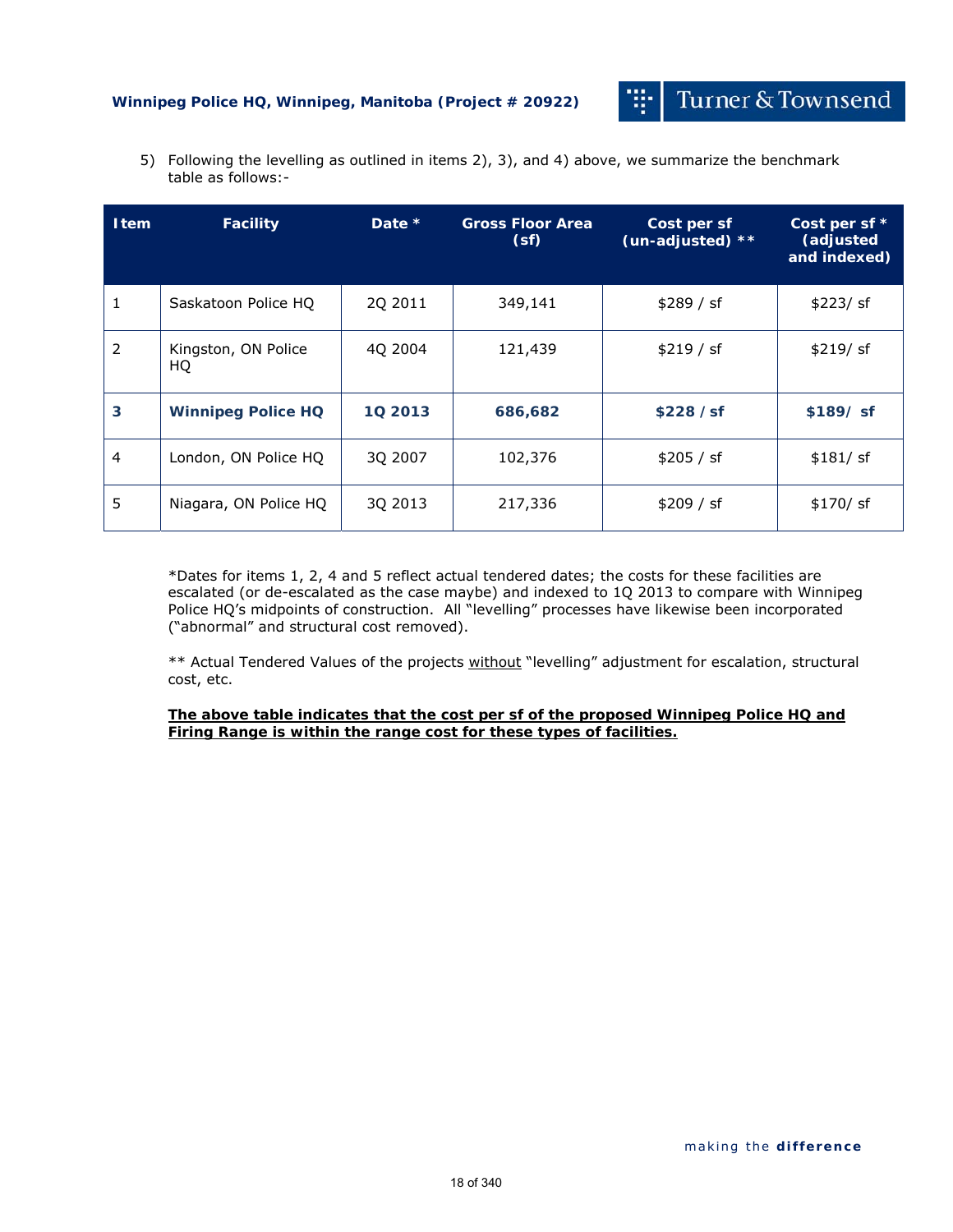5) Following the levelling as outlined in items 2), 3), and 4) above, we summarize the benchmark table as follows:-

| Item | Facility | Date * | Gross Floor Area (sf) | Cost per sf (un-adjusted) ** | Cost per sf * (adjusted and indexed) |
|---|---|---|---|---|---|
| 1 | Saskatoon Police HQ | 2Q 2011 | 349,141 | $289 / sf | $223/ sf |
| 2 | Kingston, ON Police HQ | 4Q 2004 | 121,439 | $219 / sf | $219/ sf |
| **3** | **Winnipeg Police HQ** | **1Q 2013** | **686,682** | **$228 / sf** | **$189/ sf** |
| 4 | London, ON Police HQ | 3Q 2007 | 102,376 | $205 / sf | $181/ sf |
| 5 | Niagara, ON Police HQ | 3Q 2013 | 217,336 | $209 / sf | $170/ sf |

*Dates for items 1, 2, 4 and 5 reflect actual tendered dates; the costs for these facilities are escalated (or de-escalated as the case maybe) and indexed to 1Q 2013 to compare with Winnipeg Police HQ's midpoints of construction. All "levelling" processes have likewise been incorporated ("abnormal" and structural cost removed).

** Actual Tendered Values of the projects without "levelling" adjustment for escalation, structural cost, etc.

**The above table indicates that the cost per sf of the proposed Winnipeg Police HQ and Firing Range is within the range cost for these types of facilities.**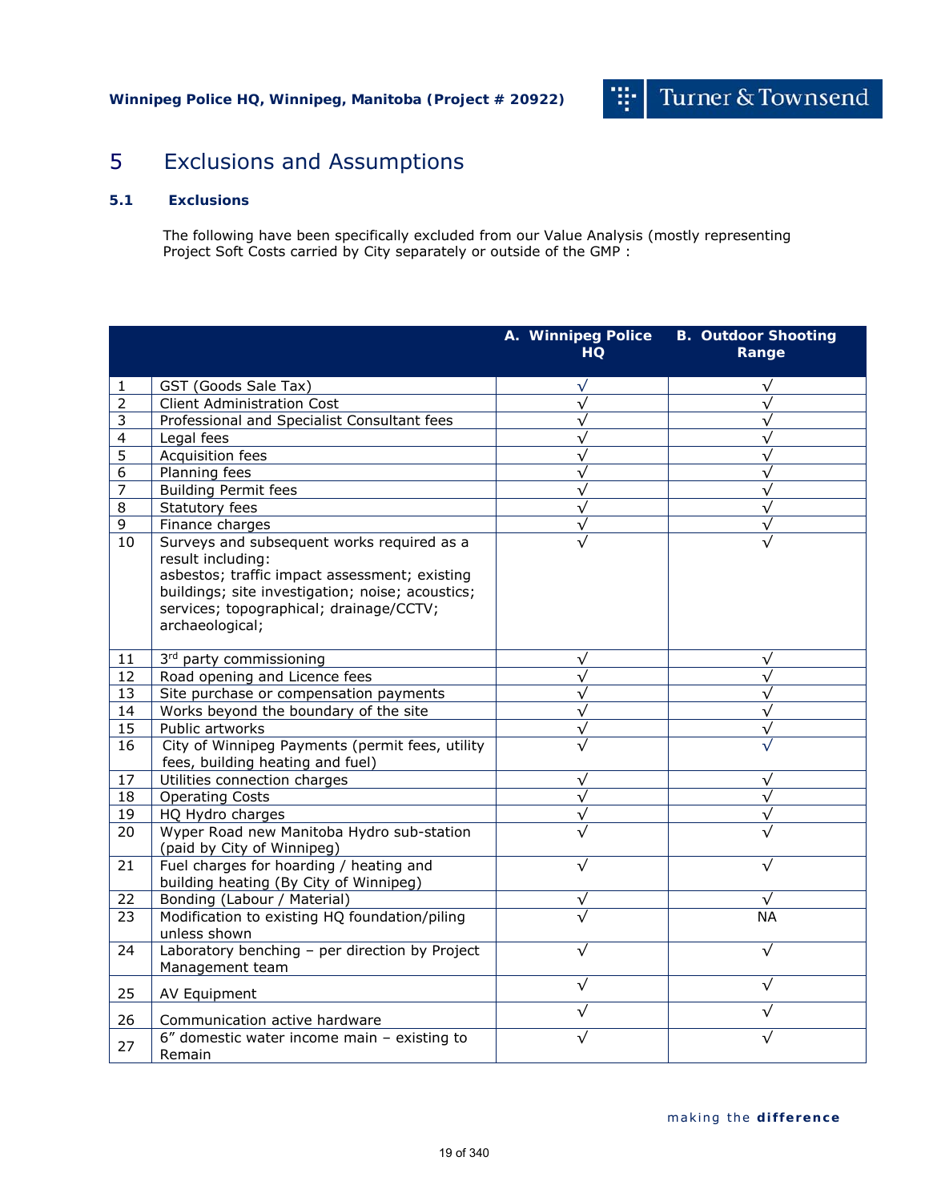# 5 Exclusions and Assumptions

## 5.1 Exclusions

The following have been specifically excluded from our Value Analysis (mostly representing Project Soft Costs carried by City separately or outside of the GMP :

| | | A. Winnipeg Police HQ | B. Outdoor Shooting Range |
|---|---|---|---|
| 1 | GST (Goods Sale Tax) | √ | √ |
| 2 | Client Administration Cost | √ | √ |
| 3 | Professional and Specialist Consultant fees | √ | √ |
| 4 | Legal fees | √ | √ |
| 5 | Acquisition fees | √ | √ |
| 6 | Planning fees | √ | √ |
| 7 | Building Permit fees | √ | √ |
| 8 | Statutory fees | √ | √ |
| 9 | Finance charges | √ | √ |
| 10 | Surveys and subsequent works required as a result including: asbestos; traffic impact assessment; existing buildings; site investigation; noise; acoustics; services; topographical; drainage/CCTV; archaeological; | √ | √ |
| 11 | 3rd party commissioning | √ | √ |
| 12 | Road opening and Licence fees | √ | √ |
| 13 | Site purchase or compensation payments | √ | √ |
| 14 | Works beyond the boundary of the site | √ | √ |
| 15 | Public artworks | √ | √ |
| 16 | City of Winnipeg Payments (permit fees, utility fees, building heating and fuel) | √ | √ |
| 17 | Utilities connection charges | √ | √ |
| 18 | Operating Costs | √ | √ |
| 19 | HQ Hydro charges | √ | √ |
| 20 | Wyper Road new Manitoba Hydro sub-station (paid by City of Winnipeg) | √ | √ |
| 21 | Fuel charges for hoarding / heating and building heating (By City of Winnipeg) | √ | √ |
| 22 | Bonding (Labour / Material) | √ | √ |
| 23 | Modification to existing HQ foundation/piling unless shown | √ | NA |
| 24 | Laboratory benching – per direction by Project Management team | √ | √ |
| 25 | AV Equipment | √ | √ |
| 26 | Communication active hardware | √ | √ |
| 27 | 6" domestic water income main – existing to Remain | √ | √ |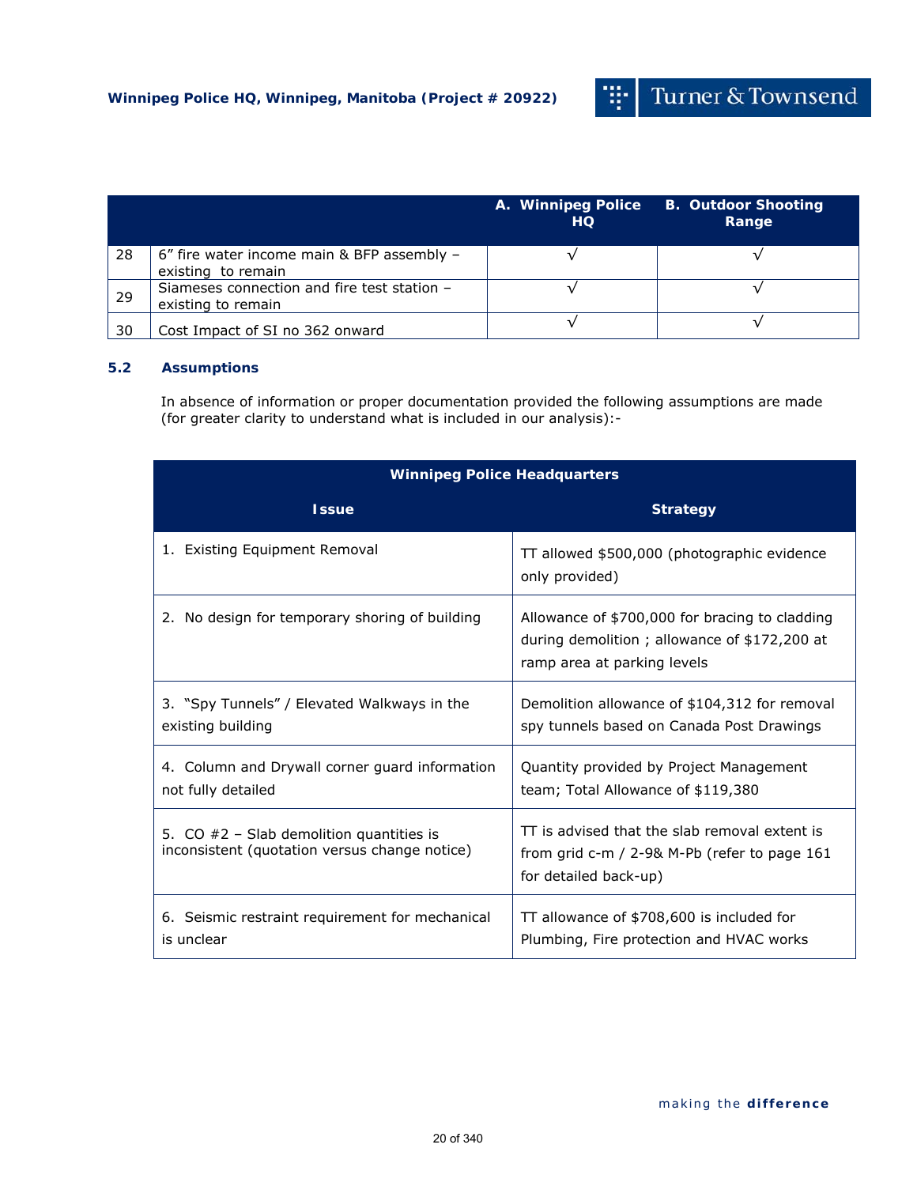| | | A. Winnipeg Police HQ | B. Outdoor Shooting Range |
|---|---|---|---|
| 28 | 6” fire water income main & BFP assembly – existing to remain | √ | √ |
| 29 | Siameses connection and fire test station – existing to remain | √ | √ |
| 30 | Cost Impact of SI no 362 onward | √ | √ |

### 5.2 Assumptions

In absence of information or proper documentation provided the following assumptions are made (for greater clarity to understand what is included in our analysis):-

| Winnipeg Police Headquarters | |
|---|---|
| **Issue** | **Strategy** |
| 1. Existing Equipment Removal | TT allowed $500,000 (photographic evidence only provided) |
| 2. No design for temporary shoring of building | Allowance of $700,000 for bracing to cladding during demolition ; allowance of $172,200 at ramp area at parking levels |
| 3. “Spy Tunnels” / Elevated Walkways in the existing building | Demolition allowance of $104,312 for removal spy tunnels based on Canada Post Drawings |
| 4. Column and Drywall corner guard information not fully detailed | Quantity provided by Project Management team; Total Allowance of $119,380 |
| 5. CO #2 – Slab demolition quantities is inconsistent (quotation versus change notice) | TT is advised that the slab removal extent is from grid c-m / 2-9& M-Pb (refer to page 161 for detailed back-up) |
| 6. Seismic restraint requirement for mechanical is unclear | TT allowance of $708,600 is included for Plumbing, Fire protection and HVAC works |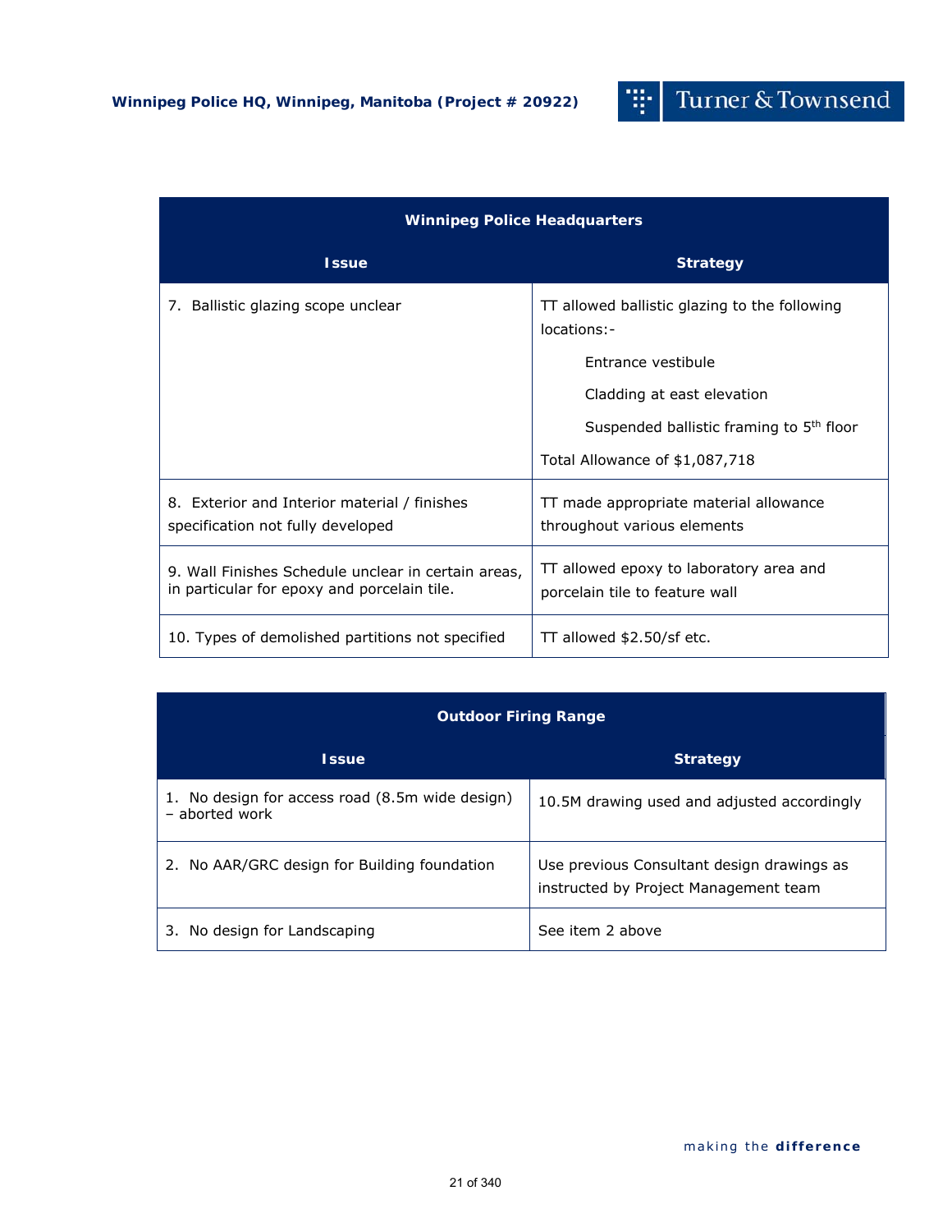| Winnipeg Police Headquarters | |
| --- | --- |
| **Issue** | **Strategy** |
| 7. Ballistic glazing scope unclear | TT allowed ballistic glazing to the following locations:-<br>Entrance vestibule<br>Cladding at east elevation<br>Suspended ballistic framing to 5th floor<br>Total Allowance of $1,087,718 |
| 8. Exterior and Interior material / finishes specification not fully developed | TT made appropriate material allowance throughout various elements |
| 9. Wall Finishes Schedule unclear in certain areas, in particular for epoxy and porcelain tile. | TT allowed epoxy to laboratory area and porcelain tile to feature wall |
| 10. Types of demolished partitions not specified | TT allowed $2.50/sf etc. |

| Outdoor Firing Range | |
| --- | --- |
| **Issue** | **Strategy** |
| 1. No design for access road (8.5m wide design) – aborted work | 10.5M drawing used and adjusted accordingly |
| 2. No AAR/GRC design for Building foundation | Use previous Consultant design drawings as instructed by Project Management team |
| 3. No design for Landscaping | See item 2 above |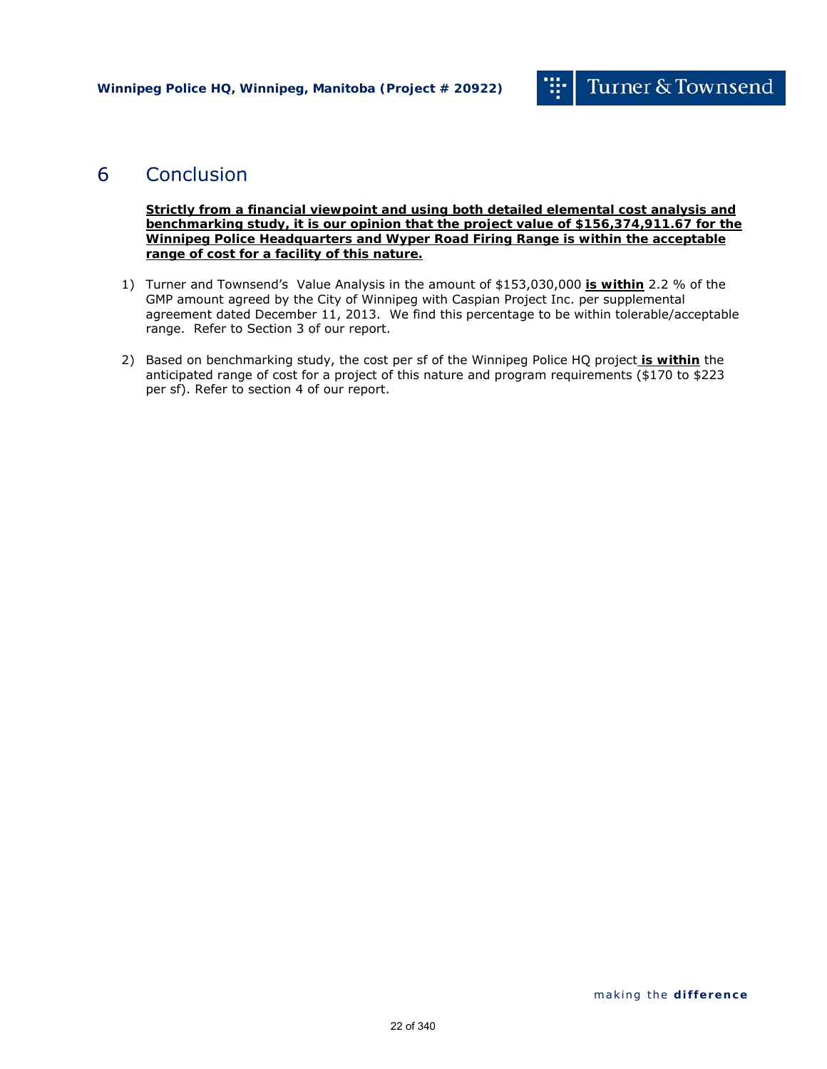# 6 Conclusion

**Strictly from a financial viewpoint and using both detailed elemental cost analysis and benchmarking study, it is our opinion that the project value of $156,374,911.67 for the Winnipeg Police Headquarters and Wyper Road Firing Range is within the acceptable range of cost for a facility of this nature.**

1) Turner and Townsend's Value Analysis in the amount of $153,030,000 **is within** 2.2 % of the GMP amount agreed by the City of Winnipeg with Caspian Project Inc. per supplemental agreement dated December 11, 2013. We find this percentage to be within tolerable/acceptable range. Refer to Section 3 of our report.

2) Based on benchmarking study, the cost per sf of the Winnipeg Police HQ project **is within** the anticipated range of cost for a project of this nature and program requirements ($170 to $223 per sf). Refer to section 4 of our report.